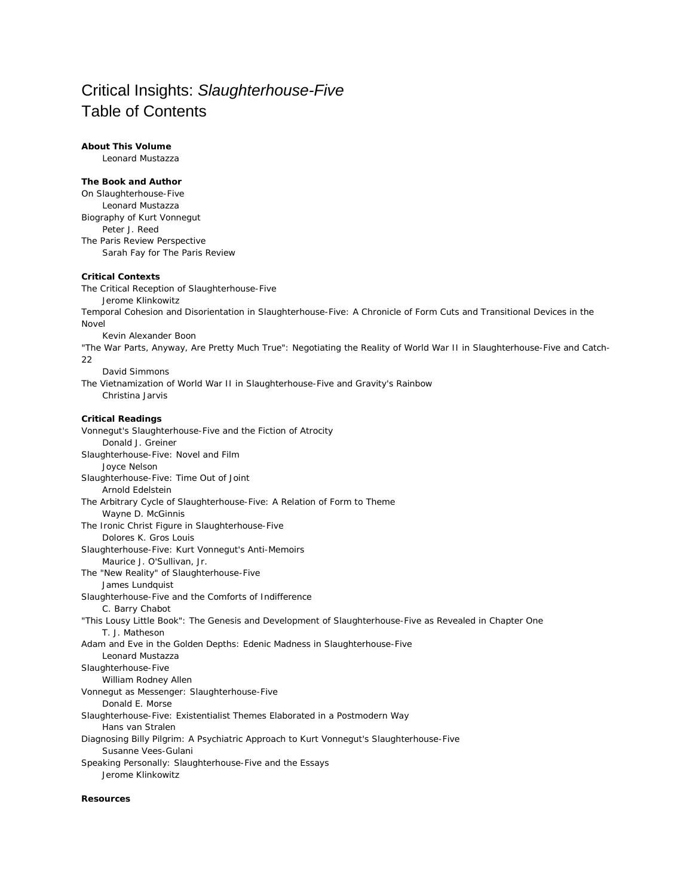# Critical Insights: *Slaughterhouse-Five*
# Table of Contents

**About This Volume**
Leonard Mustazza

**The Book and Author**

On Slaughterhouse-Five
Leonard Mustazza

Biography of Kurt Vonnegut
Peter J. Reed

The Paris Review Perspective
Sarah Fay for The Paris Review

**Critical Contexts**

The Critical Reception of Slaughterhouse-Five
Jerome Klinkowitz

Temporal Cohesion and Disorientation in Slaughterhouse-Five: A Chronicle of Form Cuts and Transitional Devices in the Novel
Kevin Alexander Boon

"The War Parts, Anyway, Are Pretty Much True": Negotiating the Reality of World War II in Slaughterhouse-Five and Catch-22
David Simmons

The Vietnamization of World War II in Slaughterhouse-Five and Gravity's Rainbow
Christina Jarvis

**Critical Readings**

Vonnegut's Slaughterhouse-Five and the Fiction of Atrocity
Donald J. Greiner

Slaughterhouse-Five: Novel and Film
Joyce Nelson

Slaughterhouse-Five: Time Out of Joint
Arnold Edelstein

The Arbitrary Cycle of Slaughterhouse-Five: A Relation of Form to Theme
Wayne D. McGinnis

The Ironic Christ Figure in Slaughterhouse-Five
Dolores K. Gros Louis

Slaughterhouse-Five: Kurt Vonnegut's Anti-Memoirs
Maurice J. O'Sullivan, Jr.

The "New Reality" of Slaughterhouse-Five
James Lundquist

Slaughterhouse-Five and the Comforts of Indifference
C. Barry Chabot

"This Lousy Little Book": The Genesis and Development of Slaughterhouse-Five as Revealed in Chapter One
T. J. Matheson

Adam and Eve in the Golden Depths: Edenic Madness in Slaughterhouse-Five
Leonard Mustazza

Slaughterhouse-Five
William Rodney Allen

Vonnegut as Messenger: Slaughterhouse-Five
Donald E. Morse

Slaughterhouse-Five: Existentialist Themes Elaborated in a Postmodern Way
Hans van Stralen

Diagnosing Billy Pilgrim: A Psychiatric Approach to Kurt Vonnegut's Slaughterhouse-Five
Susanne Vees-Gulani

Speaking Personally: Slaughterhouse-Five and the Essays
Jerome Klinkowitz

**Resources**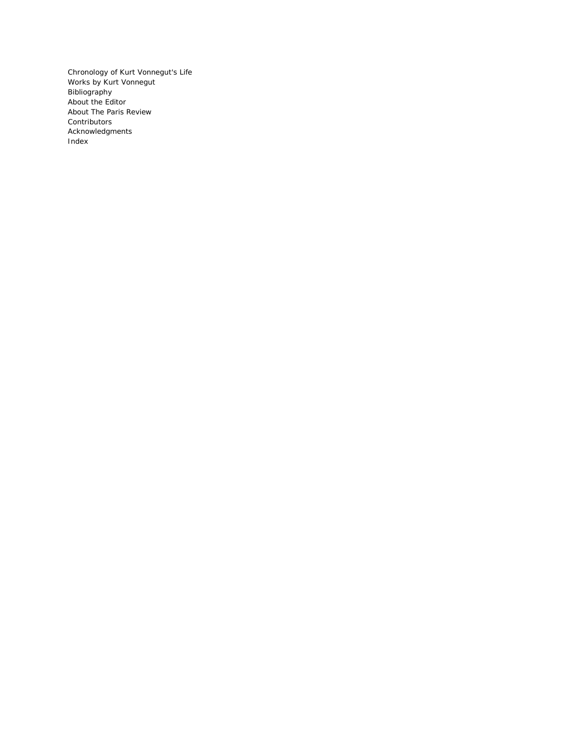Chronology of Kurt Vonnegut's Life
Works by Kurt Vonnegut
Bibliography
About the Editor
About The Paris Review
Contributors
Acknowledgments
Index